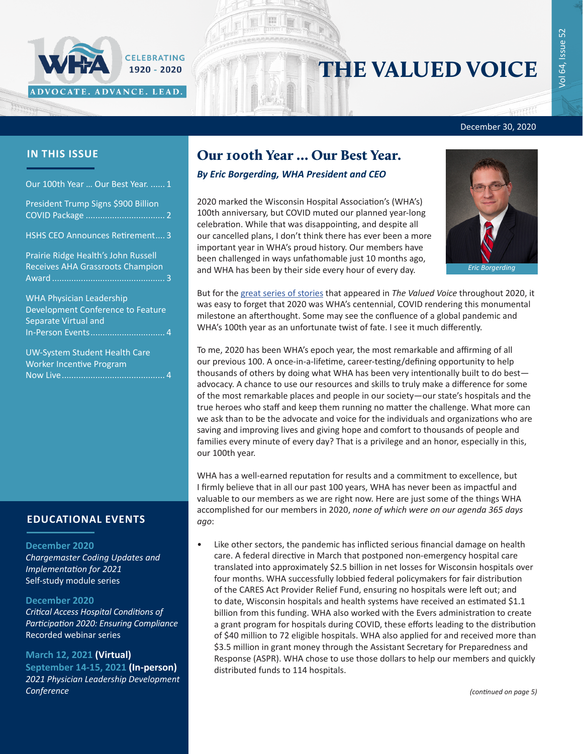# THE VALUED VOICE

WHA — CELEBRATING 1920 - 2020 — ADVOCATE. ADVANCE. LEAD.

December 30, 2020

## IN THIS ISSUE

- Our 100th Year ... Our Best Year. ...... 1
- President Trump Signs $900 Billion COVID Package ..... 2
- HSHS CEO Announces Retirement.... 3
- Prairie Ridge Health's John Russell Receives AHA Grassroots Champion Award ..... 3
- WHA Physician Leadership Development Conference to Feature Separate Virtual and In-Person Events ..... 4
- UW-System Student Health Care Worker Incentive Program Now Live ..... 4

## EDUCATIONAL EVENTS

**December 2020**
*Chargemaster Coding Updates and Implementation for 2021*
Self-study module series

**December 2020**
*Critical Access Hospital Conditions of Participation 2020: Ensuring Compliance*
Recorded webinar series

**March 12, 2021 (Virtual)**
**September 14-15, 2021 (In-person)**
*2021 Physician Leadership Development Conference*

# Our 100th Year ... Our Best Year.

***By Eric Borgerding, WHA President and CEO***

Eric Borgerding

2020 marked the Wisconsin Hospital Association's (WHA's) 100th anniversary, but COVID muted our planned year-long celebration. While that was disappointing, and despite all our cancelled plans, I don't think there has ever been a more important year in WHA's proud history. Our members have been challenged in ways unfathomable just 10 months ago, and WHA has been by their side every hour of every day.

But for the great series of stories that appeared in *The Valued Voice* throughout 2020, it was easy to forget that 2020 was WHA's centennial, COVID rendering this monumental milestone an afterthought. Some may see the confluence of a global pandemic and WHA's 100th year as an unfortunate twist of fate. I see it much differently.

To me, 2020 has been WHA's epoch year, the most remarkable and affirming of all our previous 100. A once-in-a-lifetime, career-testing/defining opportunity to help thousands of others by doing what WHA has been very intentionally built to do best—advocacy. A chance to use our resources and skills to truly make a difference for some of the most remarkable places and people in our society—our state's hospitals and the true heroes who staff and keep them running no matter the challenge. What more can we ask than to be the advocate and voice for the individuals and organizations who are saving and improving lives and giving hope and comfort to thousands of people and families every minute of every day? That is a privilege and an honor, especially in this, our 100th year.

WHA has a well-earned reputation for results and a commitment to excellence, but I firmly believe that in all our past 100 years, WHA has never been as impactful and valuable to our members as we are right now. Here are just some of the things WHA accomplished for our members in 2020, *none of which were on our agenda 365 days ago*:

- Like other sectors, the pandemic has inflicted serious financial damage on health care. A federal directive in March that postponed non-emergency hospital care translated into approximately $2.5 billion in net losses for Wisconsin hospitals over four months. WHA successfully lobbied federal policymakers for fair distribution of the CARES Act Provider Relief Fund, ensuring no hospitals were left out; and to date, Wisconsin hospitals and health systems have received an estimated $1.1 billion from this funding. WHA also worked with the Evers administration to create a grant program for hospitals during COVID, these efforts leading to the distribution of $40 million to 72 eligible hospitals. WHA also applied for and received more than $3.5 million in grant money through the Assistant Secretary for Preparedness and Response (ASPR). WHA chose to use those dollars to help our members and quickly distributed funds to 114 hospitals.

*(continued on page 5)*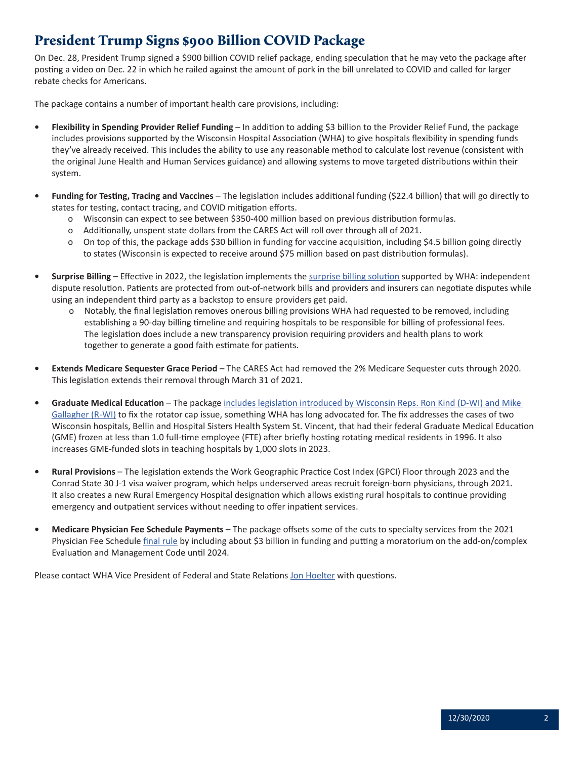# President Trump Signs $900 Billion COVID Package

On Dec. 28, President Trump signed a $900 billion COVID relief package, ending speculation that he may veto the package after posting a video on Dec. 22 in which he railed against the amount of pork in the bill unrelated to COVID and called for larger rebate checks for Americans.

The package contains a number of important health care provisions, including:

- **Flexibility in Spending Provider Relief Funding** – In addition to adding $3 billion to the Provider Relief Fund, the package includes provisions supported by the Wisconsin Hospital Association (WHA) to give hospitals flexibility in spending funds they've already received. This includes the ability to use any reasonable method to calculate lost revenue (consistent with the original June Health and Human Services guidance) and allowing systems to move targeted distributions within their system.

- **Funding for Testing, Tracing and Vaccines** – The legislation includes additional funding ($22.4 billion) that will go directly to states for testing, contact tracing, and COVID mitigation efforts.
  - Wisconsin can expect to see between $350-400 million based on previous distribution formulas.
  - Additionally, unspent state dollars from the CARES Act will roll over through all of 2021.
  - On top of this, the package adds $30 billion in funding for vaccine acquisition, including $4.5 billion going directly to states (Wisconsin is expected to receive around $75 million based on past distribution formulas).

- **Surprise Billing** – Effective in 2022, the legislation implements the surprise billing solution supported by WHA: independent dispute resolution. Patients are protected from out-of-network bills and providers and insurers can negotiate disputes while using an independent third party as a backstop to ensure providers get paid.
  - Notably, the final legislation removes onerous billing provisions WHA had requested to be removed, including establishing a 90-day billing timeline and requiring hospitals to be responsible for billing of professional fees. The legislation does include a new transparency provision requiring providers and health plans to work together to generate a good faith estimate for patients.

- **Extends Medicare Sequester Grace Period** – The CARES Act had removed the 2% Medicare Sequester cuts through 2020. This legislation extends their removal through March 31 of 2021.

- **Graduate Medical Education** – The package includes legislation introduced by Wisconsin Reps. Ron Kind (D-WI) and Mike Gallagher (R-WI) to fix the rotator cap issue, something WHA has long advocated for. The fix addresses the cases of two Wisconsin hospitals, Bellin and Hospital Sisters Health System St. Vincent, that had their federal Graduate Medical Education (GME) frozen at less than 1.0 full-time employee (FTE) after briefly hosting rotating medical residents in 1996. It also increases GME-funded slots in teaching hospitals by 1,000 slots in 2023.

- **Rural Provisions** – The legislation extends the Work Geographic Practice Cost Index (GPCI) Floor through 2023 and the Conrad State 30 J-1 visa waiver program, which helps underserved areas recruit foreign-born physicians, through 2021. It also creates a new Rural Emergency Hospital designation which allows existing rural hospitals to continue providing emergency and outpatient services without needing to offer inpatient services.

- **Medicare Physician Fee Schedule Payments** – The package offsets some of the cuts to specialty services from the 2021 Physician Fee Schedule final rule by including about $3 billion in funding and putting a moratorium on the add-on/complex Evaluation and Management Code until 2024.

Please contact WHA Vice President of Federal and State Relations Jon Hoelter with questions.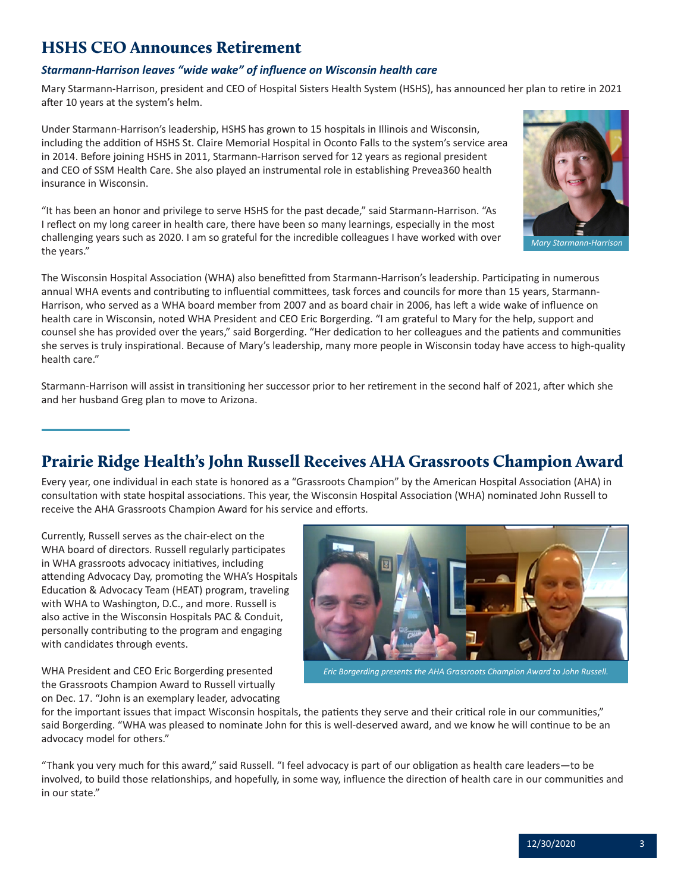## HSHS CEO Announces Retirement

***Starmann-Harrison leaves "wide wake" of influence on Wisconsin health care***

Mary Starmann-Harrison, president and CEO of Hospital Sisters Health System (HSHS), has announced her plan to retire in 2021 after 10 years at the system's helm.

Under Starmann-Harrison's leadership, HSHS has grown to 15 hospitals in Illinois and Wisconsin, including the addition of HSHS St. Claire Memorial Hospital in Oconto Falls to the system's service area in 2014. Before joining HSHS in 2011, Starmann-Harrison served for 12 years as regional president and CEO of SSM Health Care. She also played an instrumental role in establishing Prevea360 health insurance in Wisconsin.

"It has been an honor and privilege to serve HSHS for the past decade," said Starmann-Harrison. "As I reflect on my long career in health care, there have been so many learnings, especially in the most challenging years such as 2020. I am so grateful for the incredible colleagues I have worked with over the years."

*Mary Starmann-Harrison*

The Wisconsin Hospital Association (WHA) also benefitted from Starmann-Harrison's leadership. Participating in numerous annual WHA events and contributing to influential committees, task forces and councils for more than 15 years, Starmann-Harrison, who served as a WHA board member from 2007 and as board chair in 2006, has left a wide wake of influence on health care in Wisconsin, noted WHA President and CEO Eric Borgerding. "I am grateful to Mary for the help, support and counsel she has provided over the years," said Borgerding. "Her dedication to her colleagues and the patients and communities she serves is truly inspirational. Because of Mary's leadership, many more people in Wisconsin today have access to high-quality health care."

Starmann-Harrison will assist in transitioning her successor prior to her retirement in the second half of 2021, after which she and her husband Greg plan to move to Arizona.

## Prairie Ridge Health's John Russell Receives AHA Grassroots Champion Award

Every year, one individual in each state is honored as a "Grassroots Champion" by the American Hospital Association (AHA) in consultation with state hospital associations. This year, the Wisconsin Hospital Association (WHA) nominated John Russell to receive the AHA Grassroots Champion Award for his service and efforts.

Currently, Russell serves as the chair-elect on the WHA board of directors. Russell regularly participates in WHA grassroots advocacy initiatives, including attending Advocacy Day, promoting the WHA's Hospitals Education & Advocacy Team (HEAT) program, traveling with WHA to Washington, D.C., and more. Russell is also active in the Wisconsin Hospitals PAC & Conduit, personally contributing to the program and engaging with candidates through events.

*Eric Borgerding presents the AHA Grassroots Champion Award to John Russell.*

WHA President and CEO Eric Borgerding presented the Grassroots Champion Award to Russell virtually on Dec. 17. "John is an exemplary leader, advocating for the important issues that impact Wisconsin hospitals, the patients they serve and their critical role in our communities," said Borgerding. "WHA was pleased to nominate John for this is well-deserved award, and we know he will continue to be an advocacy model for others."

"Thank you very much for this award," said Russell. "I feel advocacy is part of our obligation as health care leaders—to be involved, to build those relationships, and hopefully, in some way, influence the direction of health care in our communities and in our state."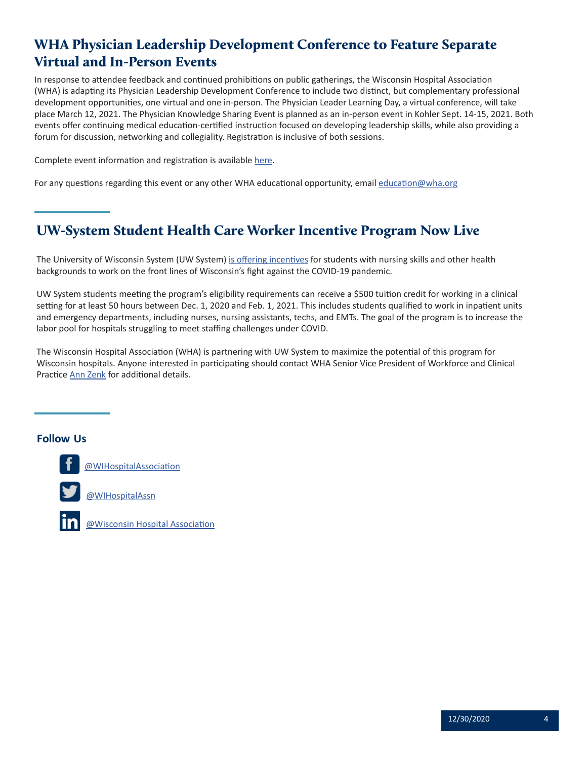## WHA Physician Leadership Development Conference to Feature Separate Virtual and In-Person Events

In response to attendee feedback and continued prohibitions on public gatherings, the Wisconsin Hospital Association (WHA) is adapting its Physician Leadership Development Conference to include two distinct, but complementary professional development opportunities, one virtual and one in-person. The Physician Leader Learning Day, a virtual conference, will take place March 12, 2021. The Physician Knowledge Sharing Event is planned as an in-person event in Kohler Sept. 14-15, 2021. Both events offer continuing medical education-certified instruction focused on developing leadership skills, while also providing a forum for discussion, networking and collegiality. Registration is inclusive of both sessions.

Complete event information and registration is available here.

For any questions regarding this event or any other WHA educational opportunity, email education@wha.org

## UW-System Student Health Care Worker Incentive Program Now Live

The University of Wisconsin System (UW System) is offering incentives for students with nursing skills and other health backgrounds to work on the front lines of Wisconsin's fight against the COVID-19 pandemic.

UW System students meeting the program's eligibility requirements can receive a $500 tuition credit for working in a clinical setting for at least 50 hours between Dec. 1, 2020 and Feb. 1, 2021. This includes students qualified to work in inpatient units and emergency departments, including nurses, nursing assistants, techs, and EMTs. The goal of the program is to increase the labor pool for hospitals struggling to meet staffing challenges under COVID.

The Wisconsin Hospital Association (WHA) is partnering with UW System to maximize the potential of this program for Wisconsin hospitals. Anyone interested in participating should contact WHA Senior Vice President of Workforce and Clinical Practice Ann Zenk for additional details.

### Follow Us

@WIHospitalAssociation

@WIHospitalAssn

@Wisconsin Hospital Association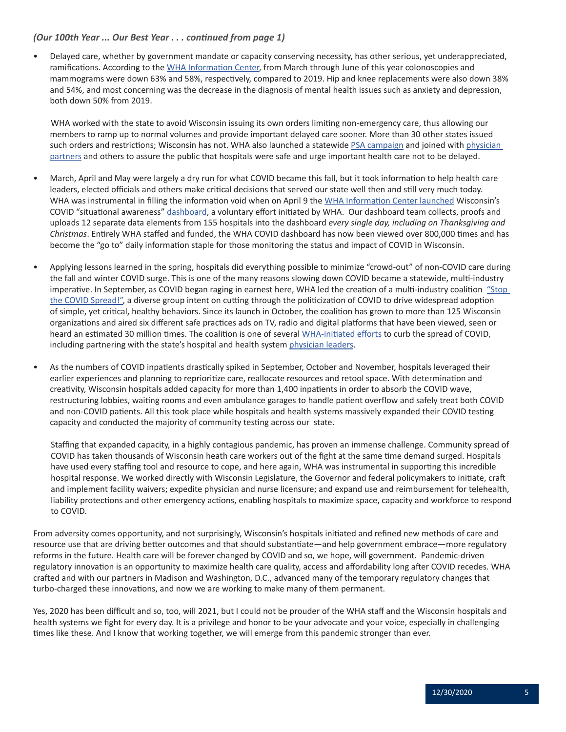*(Our 100th Year ... Our Best Year . . . continued from page 1)*

- Delayed care, whether by government mandate or capacity conserving necessity, has other serious, yet underappreciated, ramifications. According to the WHA Information Center, from March through June of this year colonoscopies and mammograms were down 63% and 58%, respectively, compared to 2019. Hip and knee replacements were also down 38% and 54%, and most concerning was the decrease in the diagnosis of mental health issues such as anxiety and depression, both down 50% from 2019.

  WHA worked with the state to avoid Wisconsin issuing its own orders limiting non-emergency care, thus allowing our members to ramp up to normal volumes and provide important delayed care sooner. More than 30 other states issued such orders and restrictions; Wisconsin has not. WHA also launched a statewide PSA campaign and joined with physician partners and others to assure the public that hospitals were safe and urge important health care not to be delayed.

- March, April and May were largely a dry run for what COVID became this fall, but it took information to help health care leaders, elected officials and others make critical decisions that served our state well then and still very much today. WHA was instrumental in filling the information void when on April 9 the WHA Information Center launched Wisconsin's COVID "situational awareness" dashboard, a voluntary effort initiated by WHA. Our dashboard team collects, proofs and uploads 12 separate data elements from 155 hospitals into the dashboard *every single day, including on Thanksgiving and Christmas*. Entirely WHA staffed and funded, the WHA COVID dashboard has now been viewed over 800,000 times and has become the "go to" daily information staple for those monitoring the status and impact of COVID in Wisconsin.

- Applying lessons learned in the spring, hospitals did everything possible to minimize "crowd-out" of non-COVID care during the fall and winter COVID surge. This is one of the many reasons slowing down COVID became a statewide, multi-industry imperative. In September, as COVID began raging in earnest here, WHA led the creation of a multi-industry coalition "Stop the COVID Spread!", a diverse group intent on cutting through the politicization of COVID to drive widespread adoption of simple, yet critical, healthy behaviors. Since its launch in October, the coalition has grown to more than 125 Wisconsin organizations and aired six different safe practices ads on TV, radio and digital platforms that have been viewed, seen or heard an estimated 30 million times. The coalition is one of several WHA-initiated efforts to curb the spread of COVID, including partnering with the state's hospital and health system physician leaders.

- As the numbers of COVID inpatients drastically spiked in September, October and November, hospitals leveraged their earlier experiences and planning to reprioritize care, reallocate resources and retool space. With determination and creativity, Wisconsin hospitals added capacity for more than 1,400 inpatients in order to absorb the COVID wave, restructuring lobbies, waiting rooms and even ambulance garages to handle patient overflow and safely treat both COVID and non-COVID patients. All this took place while hospitals and health systems massively expanded their COVID testing capacity and conducted the majority of community testing across our state.

  Staffing that expanded capacity, in a highly contagious pandemic, has proven an immense challenge. Community spread of COVID has taken thousands of Wisconsin heath care workers out of the fight at the same time demand surged. Hospitals have used every staffing tool and resource to cope, and here again, WHA was instrumental in supporting this incredible hospital response. We worked directly with Wisconsin Legislature, the Governor and federal policymakers to initiate, craft and implement facility waivers; expedite physician and nurse licensure; and expand use and reimbursement for telehealth, liability protections and other emergency actions, enabling hospitals to maximize space, capacity and workforce to respond to COVID.

From adversity comes opportunity, and not surprisingly, Wisconsin's hospitals initiated and refined new methods of care and resource use that are driving better outcomes and that should substantiate—and help government embrace—more regulatory reforms in the future. Health care will be forever changed by COVID and so, we hope, will government. Pandemic-driven regulatory innovation is an opportunity to maximize health care quality, access and affordability long after COVID recedes. WHA crafted and with our partners in Madison and Washington, D.C., advanced many of the temporary regulatory changes that turbo-charged these innovations, and now we are working to make many of them permanent.

Yes, 2020 has been difficult and so, too, will 2021, but I could not be prouder of the WHA staff and the Wisconsin hospitals and health systems we fight for every day. It is a privilege and honor to be your advocate and your voice, especially in challenging times like these. And I know that working together, we will emerge from this pandemic stronger than ever.